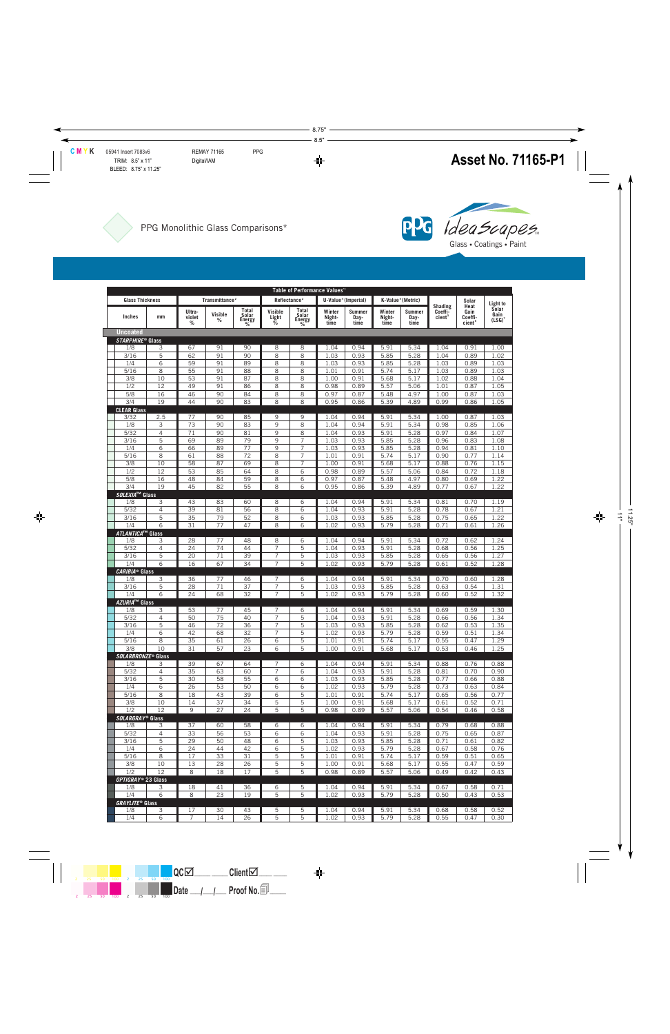# Asset No. 71165-P1

PPG Monolithic Glass Comparisons*

PPG IdeaScapes™ Glass • Coatings • Paint

**Table of Performance Values**[1]

| Glass Thickness | | Transmittance[2] | | | Reflectance[2] | | U-Value[3] (Imperial) | | K-Value[3] (Metric) | | Shading Coefficient[4] | Solar Heat Gain Coefficient[5] | Light to Solar Gain (LSG)[7] |
|---|---|---|---|---|---|---|---|---|---|---|---|---|---|
| Inches | mm | Ultra-violet % | Visible % | Total Solar Energy % | Visible Light % | Total Solar Energy % | Winter Night-time | Summer Day-time | Winter Night-time | Summer Day-time | | | |
| **Uncoated** | | | | | | | | | | | | | |
| ***STARPHIRE® Glass*** | | | | | | | | | | | | | |
| 1/8 | 3 | 67 | 91 | 90 | 8 | 8 | 1.04 | 0.94 | 5.91 | 5.34 | 1.04 | 0.91 | 1.00 |
| 3/16 | 5 | 62 | 91 | 90 | 8 | 8 | 1.03 | 0.93 | 5.85 | 5.28 | 1.04 | 0.89 | 1.02 |
| 1/4 | 6 | 59 | 91 | 89 | 8 | 8 | 1.03 | 0.93 | 5.85 | 5.28 | 1.03 | 0.89 | 1.03 |
| 5/16 | 8 | 55 | 91 | 88 | 8 | 8 | 1.01 | 0.91 | 5.74 | 5.17 | 1.03 | 0.89 | 1.03 |
| 3/8 | 10 | 53 | 91 | 87 | 8 | 8 | 1.00 | 0.91 | 5.68 | 5.17 | 1.02 | 0.88 | 1.04 |
| 1/2 | 12 | 49 | 91 | 86 | 8 | 8 | 0.98 | 0.89 | 5.57 | 5.06 | 1.01 | 0.87 | 1.05 |
| 5/8 | 16 | 46 | 90 | 84 | 8 | 8 | 0.97 | 0.87 | 5.48 | 4.97 | 1.00 | 0.87 | 1.03 |
| 3/4 | 19 | 44 | 90 | 83 | 8 | 8 | 0.95 | 0.86 | 5.39 | 4.89 | 0.99 | 0.86 | 1.05 |
| **CLEAR Glass** | | | | | | | | | | | | | |
| 3/32 | 2.5 | 77 | 90 | 85 | 9 | 9 | 1.04 | 0.94 | 5.91 | 5.34 | 1.00 | 0.87 | 1.03 |
| 1/8 | 3 | 73 | 90 | 83 | 9 | 8 | 1.04 | 0.94 | 5.91 | 5.34 | 0.98 | 0.85 | 1.06 |
| 5/32 | 4 | 71 | 90 | 81 | 9 | 8 | 1.04 | 0.93 | 5.91 | 5.28 | 0.97 | 0.84 | 1.07 |
| 3/16 | 5 | 69 | 89 | 79 | 9 | 7 | 1.03 | 0.93 | 5.85 | 5.28 | 0.96 | 0.83 | 1.08 |
| 1/4 | 6 | 66 | 89 | 77 | 9 | 7 | 1.03 | 0.93 | 5.85 | 5.28 | 0.94 | 0.81 | 1.10 |
| 5/16 | 8 | 61 | 88 | 72 | 8 | 7 | 1.01 | 0.91 | 5.74 | 5.17 | 0.90 | 0.77 | 1.14 |
| 3/8 | 10 | 58 | 87 | 69 | 8 | 7 | 1.00 | 0.91 | 5.68 | 5.17 | 0.88 | 0.76 | 1.15 |
| 1/2 | 12 | 53 | 85 | 64 | 8 | 6 | 0.98 | 0.89 | 5.57 | 5.06 | 0.84 | 0.72 | 1.18 |
| 5/8 | 16 | 48 | 84 | 59 | 8 | 6 | 0.97 | 0.87 | 5.48 | 4.97 | 0.80 | 0.69 | 1.22 |
| 3/4 | 19 | 45 | 82 | 55 | 8 | 6 | 0.95 | 0.86 | 5.39 | 4.89 | 0.77 | 0.67 | 1.22 |
| ***SOLEXIA™ Glass*** | | | | | | | | | | | | | |
| 1/8 | 3 | 43 | 83 | 60 | 8 | 6 | 1.04 | 0.94 | 5.91 | 5.34 | 0.81 | 0.70 | 1.19 |
| 5/32 | 4 | 39 | 81 | 56 | 8 | 6 | 1.04 | 0.93 | 5.91 | 5.28 | 0.78 | 0.67 | 1.21 |
| 3/16 | 5 | 35 | 79 | 52 | 8 | 6 | 1.03 | 0.93 | 5.85 | 5.28 | 0.75 | 0.65 | 1.22 |
| 1/4 | 6 | 31 | 77 | 47 | 8 | 6 | 1.02 | 0.93 | 5.79 | 5.28 | 0.71 | 0.61 | 1.26 |
| ***ATLANTICA™ Glass*** | | | | | | | | | | | | | |
| 1/8 | 3 | 28 | 77 | 48 | 8 | 6 | 1.04 | 0.94 | 5.91 | 5.34 | 0.72 | 0.62 | 1.24 |
| 5/32 | 4 | 24 | 74 | 44 | 7 | 5 | 1.04 | 0.93 | 5.91 | 5.28 | 0.68 | 0.56 | 1.25 |
| 3/16 | 5 | 20 | 71 | 39 | 7 | 5 | 1.03 | 0.93 | 5.85 | 5.28 | 0.65 | 0.56 | 1.27 |
| 1/4 | 6 | 16 | 67 | 34 | 7 | 5 | 1.02 | 0.93 | 5.79 | 5.28 | 0.61 | 0.52 | 1.28 |
| ***CARIBIA® Glass*** | | | | | | | | | | | | | |
| 1/8 | 3 | 36 | 77 | 46 | 7 | 6 | 1.04 | 0.94 | 5.91 | 5.34 | 0.70 | 0.60 | 1.28 |
| 3/16 | 5 | 28 | 71 | 37 | 7 | 5 | 1.03 | 0.93 | 5.85 | 5.28 | 0.63 | 0.54 | 1.31 |
| 1/4 | 6 | 24 | 68 | 32 | 7 | 5 | 1.02 | 0.93 | 5.79 | 5.28 | 0.60 | 0.52 | 1.32 |
| ***AZURIA™ Glass*** | | | | | | | | | | | | | |
| 1/8 | 3 | 53 | 77 | 45 | 7 | 6 | 1.04 | 0.94 | 5.91 | 5.34 | 0.69 | 0.59 | 1.30 |
| 5/32 | 4 | 50 | 75 | 40 | 7 | 5 | 1.04 | 0.93 | 5.91 | 5.28 | 0.66 | 0.56 | 1.34 |
| 3/16 | 5 | 46 | 72 | 36 | 7 | 5 | 1.03 | 0.93 | 5.85 | 5.28 | 0.62 | 0.53 | 1.35 |
| 1/4 | 6 | 42 | 68 | 32 | 7 | 5 | 1.02 | 0.93 | 5.79 | 5.28 | 0.59 | 0.51 | 1.34 |
| 5/16 | 8 | 35 | 61 | 26 | 6 | 5 | 1.01 | 0.91 | 5.74 | 5.17 | 0.55 | 0.47 | 1.29 |
| 3/8 | 10 | 31 | 57 | 23 | 6 | 5 | 1.00 | 0.91 | 5.68 | 5.17 | 0.53 | 0.46 | 1.25 |
| ***SOLARBRONZE® Glass*** | | | | | | | | | | | | | |
| 1/8 | 3 | 39 | 67 | 64 | 7 | 6 | 1.04 | 0.94 | 5.91 | 5.34 | 0.88 | 0.76 | 0.88 |
| 5/32 | 4 | 35 | 63 | 60 | 7 | 6 | 1.04 | 0.93 | 5.91 | 5.28 | 0.81 | 0.70 | 0.90 |
| 3/16 | 5 | 30 | 58 | 55 | 6 | 6 | 1.03 | 0.93 | 5.85 | 5.28 | 0.77 | 0.66 | 0.88 |
| 1/4 | 6 | 26 | 53 | 50 | 6 | 6 | 1.02 | 0.93 | 5.79 | 5.28 | 0.73 | 0.63 | 0.84 |
| 5/16 | 8 | 18 | 43 | 39 | 6 | 5 | 1.01 | 0.91 | 5.74 | 5.17 | 0.65 | 0.56 | 0.77 |
| 3/8 | 10 | 14 | 37 | 34 | 5 | 5 | 1.00 | 0.91 | 5.68 | 5.17 | 0.61 | 0.52 | 0.71 |
| 1/2 | 12 | 9 | 27 | 24 | 5 | 5 | 0.98 | 0.89 | 5.57 | 5.06 | 0.54 | 0.46 | 0.58 |
| ***SOLARGRAY® Glass*** | | | | | | | | | | | | | |
| 1/8 | 3 | 37 | 60 | 58 | 6 | 6 | 1.04 | 0.94 | 5.91 | 5.34 | 0.79 | 0.68 | 0.88 |
| 5/32 | 4 | 33 | 56 | 53 | 6 | 6 | 1.04 | 0.93 | 5.91 | 5.28 | 0.75 | 0.65 | 0.87 |
| 3/16 | 5 | 29 | 50 | 48 | 6 | 5 | 1.03 | 0.93 | 5.85 | 5.28 | 0.71 | 0.61 | 0.82 |
| 1/4 | 6 | 24 | 44 | 42 | 6 | 5 | 1.02 | 0.93 | 5.79 | 5.28 | 0.67 | 0.58 | 0.76 |
| 5/16 | 8 | 17 | 33 | 31 | 5 | 5 | 1.01 | 0.91 | 5.74 | 5.17 | 0.59 | 0.51 | 0.65 |
| 3/8 | 10 | 13 | 28 | 26 | 5 | 5 | 1.00 | 0.91 | 5.68 | 5.17 | 0.55 | 0.47 | 0.59 |
| 1/2 | 12 | 8 | 18 | 17 | 5 | 5 | 0.98 | 0.89 | 5.57 | 5.06 | 0.49 | 0.42 | 0.43 |
| ***OPTIGRAY® 23 Glass*** | | | | | | | | | | | | | |
| 1/8 | 3 | 18 | 41 | 36 | 6 | 5 | 1.04 | 0.94 | 5.91 | 5.34 | 0.67 | 0.58 | 0.71 |
| 1/4 | 6 | 8 | 23 | 19 | 5 | 5 | 1.02 | 0.93 | 5.79 | 5.28 | 0.50 | 0.43 | 0.53 |
| ***GRAYLITE® Glass*** | | | | | | | | | | | | | |
| 1/8 | 3 | 17 | 30 | 43 | 5 | 5 | 1.04 | 0.94 | 5.91 | 5.34 | 0.68 | 0.58 | 0.52 |
| 1/4 | 6 | 7 | 14 | 26 | 5 | 5 | 1.02 | 0.93 | 5.79 | 5.28 | 0.55 | 0.47 | 0.30 |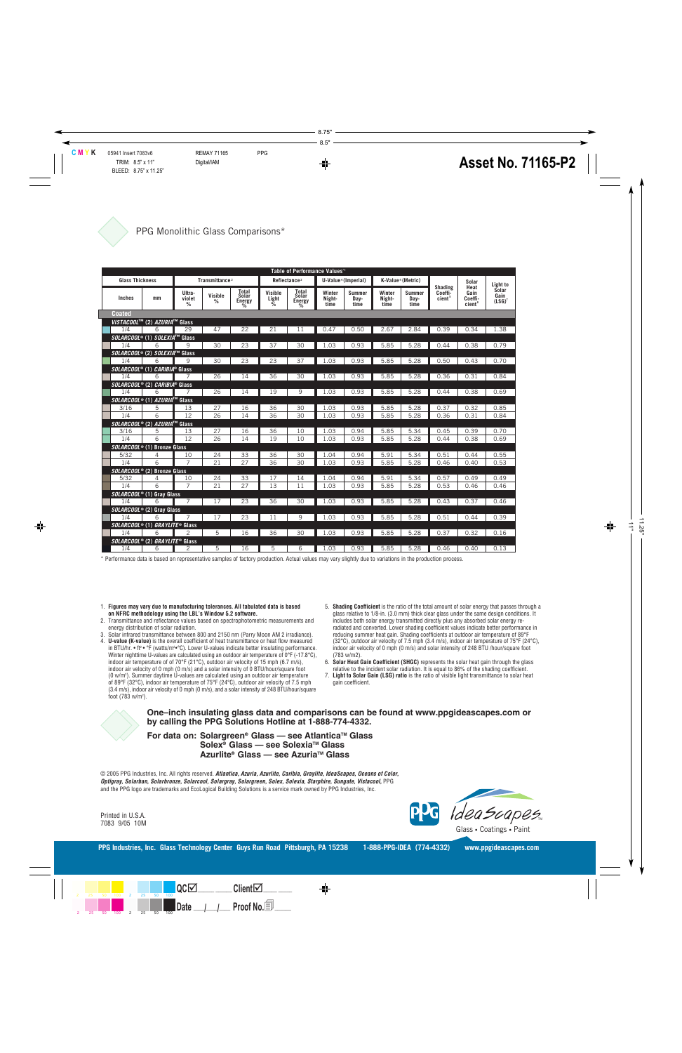# PPG Monolithic Glass Comparisons*

| Table of Performance Values[1] | | | | | | | | | | | | | | |
|---|---|---|---|---|---|---|---|---|---|---|---|---|---|---|
| Glass Thickness | | Transmittance[2] | | | Reflectance[2] | | U-Value[4] (Imperial) | | K-Value[4] (Metric) | | Shading Coefficient[5] | Solar Heat Gain Coefficient[6] | Light to Solar Gain (LSG)[7] |
| Inches | mm | Ultra-violet % | Visible % | Total Solar Energy % | Visible Light % | Total Solar Energy % | Winter Night-time | Summer Day-time | Winter Night-time | Summer Day-time | | | |
| **Coated** | | | | | | | | | | | | | |
| ***VISTACOOL™ (2) AZURIA™ Glass*** | | | | | | | | | | | | | |
| 1/4 | 6 | 29 | 47 | 22 | 21 | 11 | 0.47 | 0.50 | 2.67 | 2.84 | 0.39 | 0.34 | 1.38 |
| ***SOLARCOOL® (1) SOLEXIA™ Glass*** | | | | | | | | | | | | | |
| 1/4 | 6 | 9 | 30 | 23 | 37 | 30 | 1.03 | 0.93 | 5.85 | 5.28 | 0.44 | 0.38 | 0.79 |
| ***SOLARCOOL® (2) SOLEXIA™ Glass*** | | | | | | | | | | | | | |
| 1/4 | 6 | 9 | 30 | 23 | 23 | 37 | 1.03 | 0.93 | 5.85 | 5.28 | 0.50 | 0.43 | 0.70 |
| ***SOLARCOOL® (1) CARIBIA® Glass*** | | | | | | | | | | | | | |
| 1/4 | 6 | 7 | 26 | 14 | 36 | 30 | 1.03 | 0.93 | 5.85 | 5.28 | 0.36 | 0.31 | 0.84 |
| ***SOLARCOOL® (2) CARIBIA® Glass*** | | | | | | | | | | | | | |
| 1/4 | 6 | 7 | 26 | 14 | 19 | 9 | 1.03 | 0.93 | 5.85 | 5.28 | 0.44 | 0.38 | 0.69 |
| ***SOLARCOOL® (1) AZURIA™ Glass*** | | | | | | | | | | | | | |
| 3/16 | 5 | 13 | 27 | 16 | 36 | 30 | 1.03 | 0.93 | 5.85 | 5.28 | 0.37 | 0.32 | 0.85 |
| 1/4 | 6 | 12 | 26 | 14 | 36 | 30 | 1.03 | 0.93 | 5.85 | 5.28 | 0.36 | 0.31 | 0.84 |
| ***SOLARCOOL® (2) AZURIA™ Glass*** | | | | | | | | | | | | | |
| 3/16 | 5 | 13 | 27 | 16 | 36 | 10 | 1.03 | 0.94 | 5.85 | 5.34 | 0.45 | 0.39 | 0.70 |
| 1/4 | 6 | 12 | 26 | 14 | 19 | 10 | 1.03 | 0.93 | 5.85 | 5.28 | 0.44 | 0.38 | 0.69 |
| ***SOLARCOOL® (1) Bronze Glass*** | | | | | | | | | | | | | |
| 5/32 | 4 | 10 | 24 | 33 | 36 | 30 | 1.04 | 0.94 | 5.91 | 5.34 | 0.51 | 0.44 | 0.55 |
| 1/4 | 6 | 7 | 21 | 27 | 36 | 30 | 1.03 | 0.93 | 5.85 | 5.28 | 0.46 | 0.40 | 0.53 |
| ***SOLARCOOL® (2) Bronze Glass*** | | | | | | | | | | | | | |
| 5/32 | 4 | 10 | 24 | 33 | 17 | 14 | 1.04 | 0.94 | 5.91 | 5.34 | 0.57 | 0.49 | 0.49 |
| 1/4 | 6 | 7 | 21 | 27 | 13 | 11 | 1.03 | 0.93 | 5.85 | 5.28 | 0.53 | 0.46 | 0.46 |
| ***SOLARCOOL® (1) Gray Glass*** | | | | | | | | | | | | | |
| 1/4 | 6 | 7 | 17 | 23 | 36 | 30 | 1.03 | 0.93 | 5.85 | 5.28 | 0.43 | 0.37 | 0.46 |
| ***SOLARCOOL® (2) Gray Glass*** | | | | | | | | | | | | | |
| 1/4 | 6 | 7 | 17 | 23 | 11 | 9 | 1.03 | 0.93 | 5.85 | 5.28 | 0.51 | 0.44 | 0.39 |
| ***SOLARCOOL® (1) GRAYLITE® Glass*** | | | | | | | | | | | | | |
| 1/4 | 6 | 2 | 5 | 16 | 36 | 30 | 1.03 | 0.93 | 5.85 | 5.28 | 0.37 | 0.32 | 0.16 |
| ***SOLARCOOL® (2) GRAYLITE® Glass*** | | | | | | | | | | | | | |
| 1/4 | 6 | 2 | 5 | 16 | 5 | 6 | 1.03 | 0.93 | 5.85 | 5.28 | 0.46 | 0.40 | 0.13 |

\* Performance data is based on representative samples of factory production. Actual values may vary slightly due to variations in the production process.

1. **Figures may vary due to manufacturing tolerances. All tabulated data is based on NFRC methodology using the LBL's Window 5.2 software.**
2. Transmittance and reflectance values based on spectrophotometric measurements and energy distribution of solar radiation.
3. Solar infrared transmittance between 800 and 2150 nm (Parry Moon AM 2 irradiance).
4. **U-value (K-value)** is the overall coefficient of heat transmittance or heat flow measured in BTU/hr. • ft² • °F (watts/m²•°C). Lower U-values indicate better insulating performance. Winter nighttime U-values are calculated using an outdoor air temperature of 0°F (-17.8°C), indoor air temperature of 70°F (21°C), outdoor air velocity of 15 mph (6.7 m/s), indoor air velocity of 0 mph (0 m/s) and a solar intensity of 0 BTU/hour/square foot (0 w/m²). Summer daytime U-values are calculated using an outdoor air temperature of 89°F (32°C), indoor air temperature of 75°F (24°C), outdoor air velocity of 7.5 mph (3.4 m/s), indoor air velocity of 0 mph (0 m/s), and a solar intensity of 248 BTU/hour/square foot (783 w/m²).
5. **Shading Coefficient** is the ratio of the total amount of solar energy that passes through a glass relative to 1/8-in. (3.0 mm) thick clear glass under the same design conditions. It includes both solar energy transmitted directly plus any absorbed solar energy re-radiated and converted. Lower shading coefficient values indicate better performance in reducing summer heat gain. Shading coefficients at outdoor air temperature of 89°F (32°C), outdoor air velocity of 7.5 mph (3.4 m/s), indoor air temperature of 75°F (24°C), indoor air velocity of 0 mph (0 m/s) and solar intensity of 248 BTU /hour/square foot (783 w/m2).
6. **Solar Heat Gain Coefficient (SHGC)** represents the solar heat gain through the glass relative to the incident solar radiation. It is equal to 86% of the shading coefficient.
7. **Light to Solar Gain (LSG) ratio** is the ratio of visible light transmittance to solar heat gain coefficient.

**One–inch insulating glass data and comparisons can be found at www.ppgideascapes.com or by calling the PPG Solutions Hotline at 1-888-774-4332.**

**For data on: Solargreen® Glass — see Atlantica™ Glass**
**Solex® Glass — see Solexia™ Glass**
**Azurlite® Glass — see Azuria™ Glass**

© 2005 PPG Industries, Inc. All rights reserved. ***Atlantica, Azuria, Azurlite, Caribia, Graylite, IdeaScapes, Oceans of Color, Optigray, Solarban, Solarbronze, Solarcool, Solargray, Solargreen, Solex, Solexia, Starphire, Sungate, Vistacool***, PPG and the PPG logo are trademarks and EcoLogical Building Solutions is a service mark owned by PPG Industries, Inc.

Printed in U.S.A.
7083 9/05 10M

IdeaScapes™
Glass • Coatings • Paint

**PPG Industries, Inc. Glass Technology Center Guys Run Road Pittsburgh, PA 15238 1-888-PPG-IDEA (774-4332) www.ppgideascapes.com**